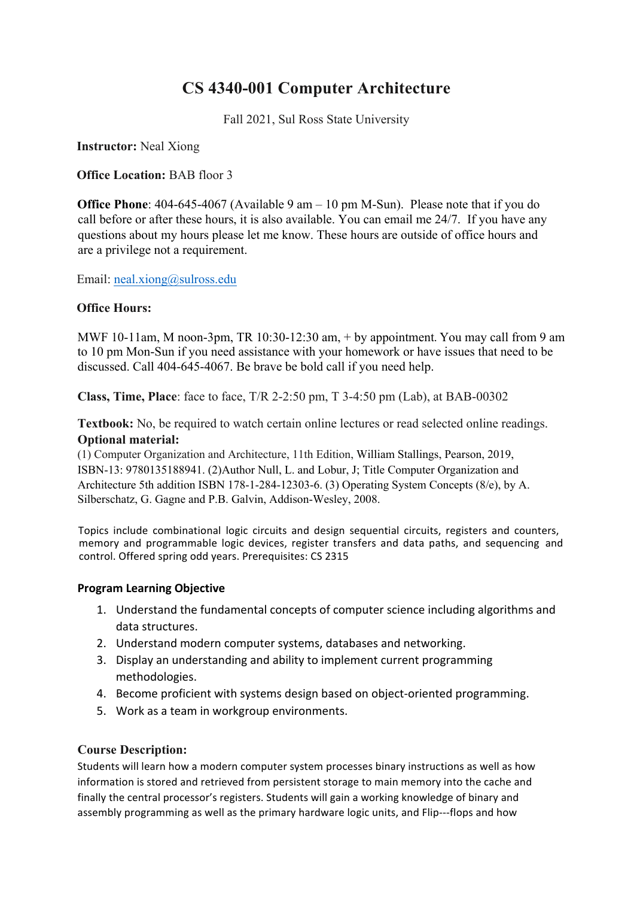# CS 4340-001 Computer Architecture

Fall 2021, Sul Ross State University

**Instructor:** Neal Xiong

**Office Location:** BAB floor 3

**Office Phone**: 404-645-4067 (Available 9 am – 10 pm M-Sun). Please note that if you do call before or after these hours, it is also available. You can email me 24/7. If you have any questions about my hours please let me know. These hours are outside of office hours and are a privilege not a requirement.

Email: neal.xiong@sulross.edu

**Office Hours:**

MWF 10-11am, M noon-3pm, TR 10:30-12:30 am, + by appointment. You may call from 9 am to 10 pm Mon-Sun if you need assistance with your homework or have issues that need to be discussed. Call 404-645-4067. Be brave be bold call if you need help.

**Class, Time, Place**: face to face, T/R 2-2:50 pm, T 3-4:50 pm (Lab), at BAB-00302

**Textbook:** No, be required to watch certain online lectures or read selected online readings.

**Optional material:**

(1) Computer Organization and Architecture, 11th Edition, William Stallings, Pearson, 2019, ISBN-13: 9780135188941. (2)Author Null, L. and Lobur, J; Title Computer Organization and Architecture 5th addition ISBN 178-1-284-12303-6. (3) Operating System Concepts (8/e), by A. Silberschatz, G. Gagne and P.B. Galvin, Addison-Wesley, 2008.

Topics include combinational logic circuits and design sequential circuits, registers and counters, memory and programmable logic devices, register transfers and data paths, and sequencing and control. Offered spring odd years. Prerequisites: CS 2315

### Program Learning Objective

1. Understand the fundamental concepts of computer science including algorithms and data structures.
2. Understand modern computer systems, databases and networking.
3. Display an understanding and ability to implement current programming methodologies.
4. Become proficient with systems design based on object-oriented programming.
5. Work as a team in workgroup environments.

### Course Description:

Students will learn how a modern computer system processes binary instructions as well as how information is stored and retrieved from persistent storage to main memory into the cache and finally the central processor's registers. Students will gain a working knowledge of binary and assembly programming as well as the primary hardware logic units, and Flip---flops and how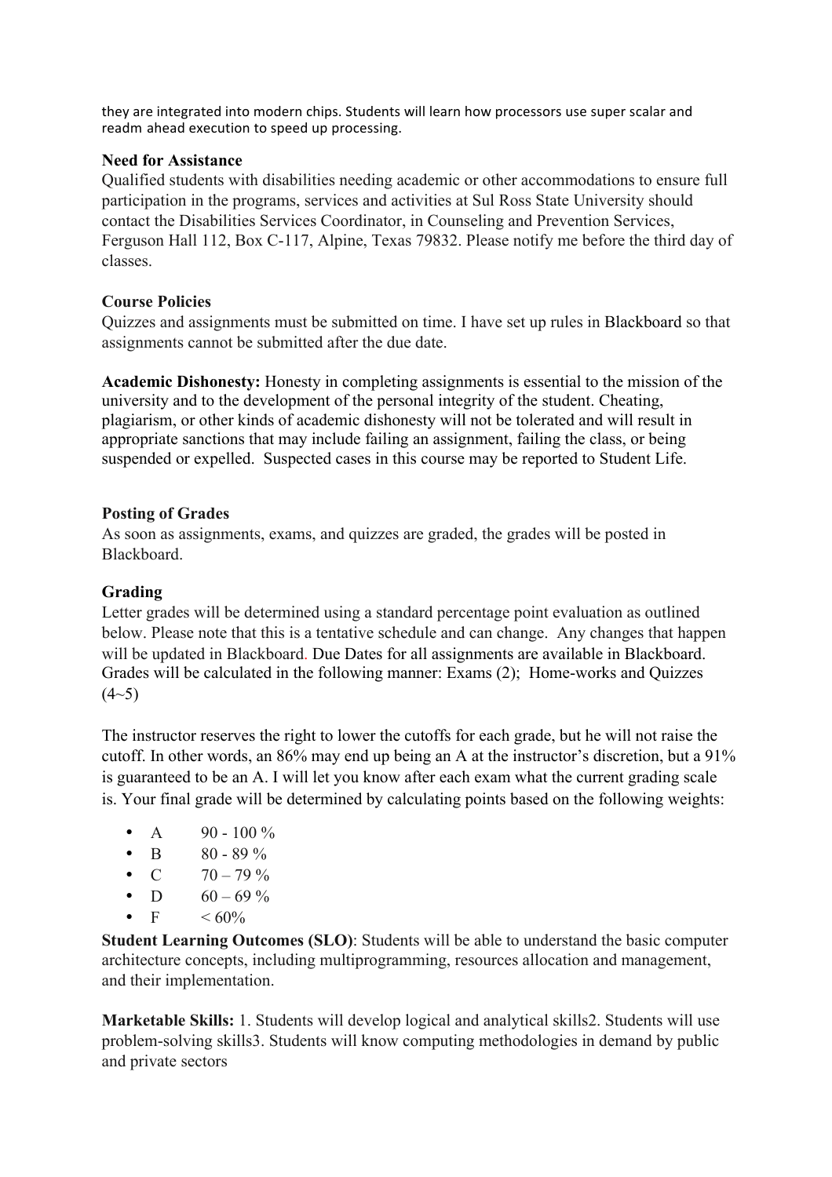they are integrated into modern chips. Students will learn how processors use super scalar and readm ahead execution to speed up processing.

**Need for Assistance**
Qualified students with disabilities needing academic or other accommodations to ensure full participation in the programs, services and activities at Sul Ross State University should contact the Disabilities Services Coordinator, in Counseling and Prevention Services, Ferguson Hall 112, Box C-117, Alpine, Texas 79832. Please notify me before the third day of classes.

**Course Policies**
Quizzes and assignments must be submitted on time. I have set up rules in Blackboard so that assignments cannot be submitted after the due date.

**Academic Dishonesty:** Honesty in completing assignments is essential to the mission of the university and to the development of the personal integrity of the student. Cheating, plagiarism, or other kinds of academic dishonesty will not be tolerated and will result in appropriate sanctions that may include failing an assignment, failing the class, or being suspended or expelled. Suspected cases in this course may be reported to Student Life.

**Posting of Grades**
As soon as assignments, exams, and quizzes are graded, the grades will be posted in Blackboard.

**Grading**
Letter grades will be determined using a standard percentage point evaluation as outlined below. Please note that this is a tentative schedule and can change. Any changes that happen will be updated in Blackboard. Due Dates for all assignments are available in Blackboard. Grades will be calculated in the following manner: Exams (2); Home-works and Quizzes (4~5)

The instructor reserves the right to lower the cutoffs for each grade, but he will not raise the cutoff. In other words, an 86% may end up being an A at the instructor's discretion, but a 91% is guaranteed to be an A. I will let you know after each exam what the current grading scale is. Your final grade will be determined by calculating points based on the following weights:

- A 90 - 100 %
- B 80 - 89 %
- C 70 – 79 %
- D 60 – 69 %
- F < 60%

**Student Learning Outcomes (SLO)**: Students will be able to understand the basic computer architecture concepts, including multiprogramming, resources allocation and management, and their implementation.

**Marketable Skills:** 1. Students will develop logical and analytical skills2. Students will use problem-solving skills3. Students will know computing methodologies in demand by public and private sectors